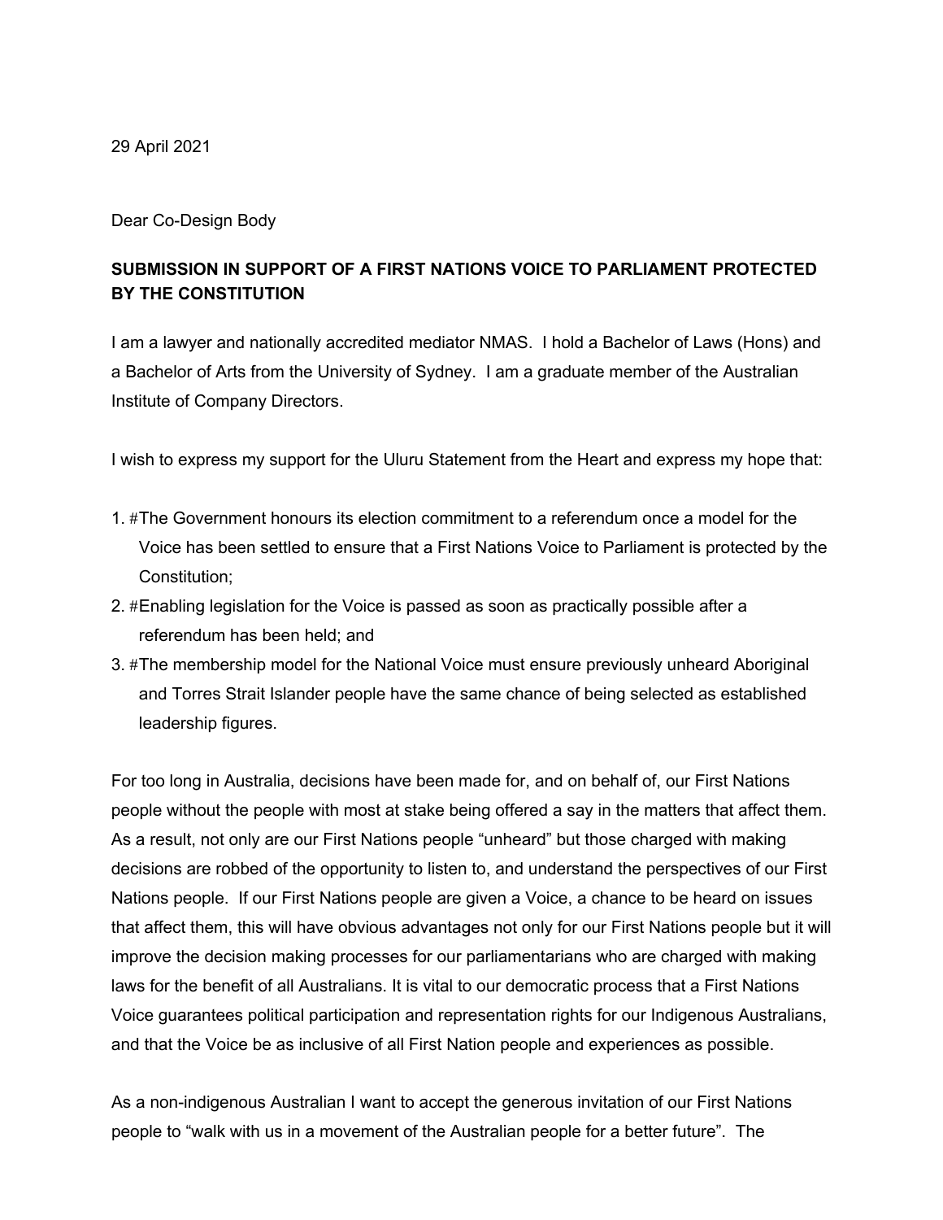29 April 2021

Dear Co-Design Body

**SUBMISSION IN SUPPORT OF A FIRST NATIONS VOICE TO PARLIAMENT PROTECTED BY THE CONSTITUTION**

I am a lawyer and nationally accredited mediator NMAS. I hold a Bachelor of Laws (Hons) and a Bachelor of Arts from the University of Sydney. I am a graduate member of the Australian Institute of Company Directors.

I wish to express my support for the Uluru Statement from the Heart and express my hope that:

1. #The Government honours its election commitment to a referendum once a model for the Voice has been settled to ensure that a First Nations Voice to Parliament is protected by the Constitution;
2. #Enabling legislation for the Voice is passed as soon as practically possible after a referendum has been held; and
3. #The membership model for the National Voice must ensure previously unheard Aboriginal and Torres Strait Islander people have the same chance of being selected as established leadership figures.

For too long in Australia, decisions have been made for, and on behalf of, our First Nations people without the people with most at stake being offered a say in the matters that affect them. As a result, not only are our First Nations people "unheard" but those charged with making decisions are robbed of the opportunity to listen to, and understand the perspectives of our First Nations people. If our First Nations people are given a Voice, a chance to be heard on issues that affect them, this will have obvious advantages not only for our First Nations people but it will improve the decision making processes for our parliamentarians who are charged with making laws for the benefit of all Australians. It is vital to our democratic process that a First Nations Voice guarantees political participation and representation rights for our Indigenous Australians, and that the Voice be as inclusive of all First Nation people and experiences as possible.

As a non-indigenous Australian I want to accept the generous invitation of our First Nations people to "walk with us in a movement of the Australian people for a better future". The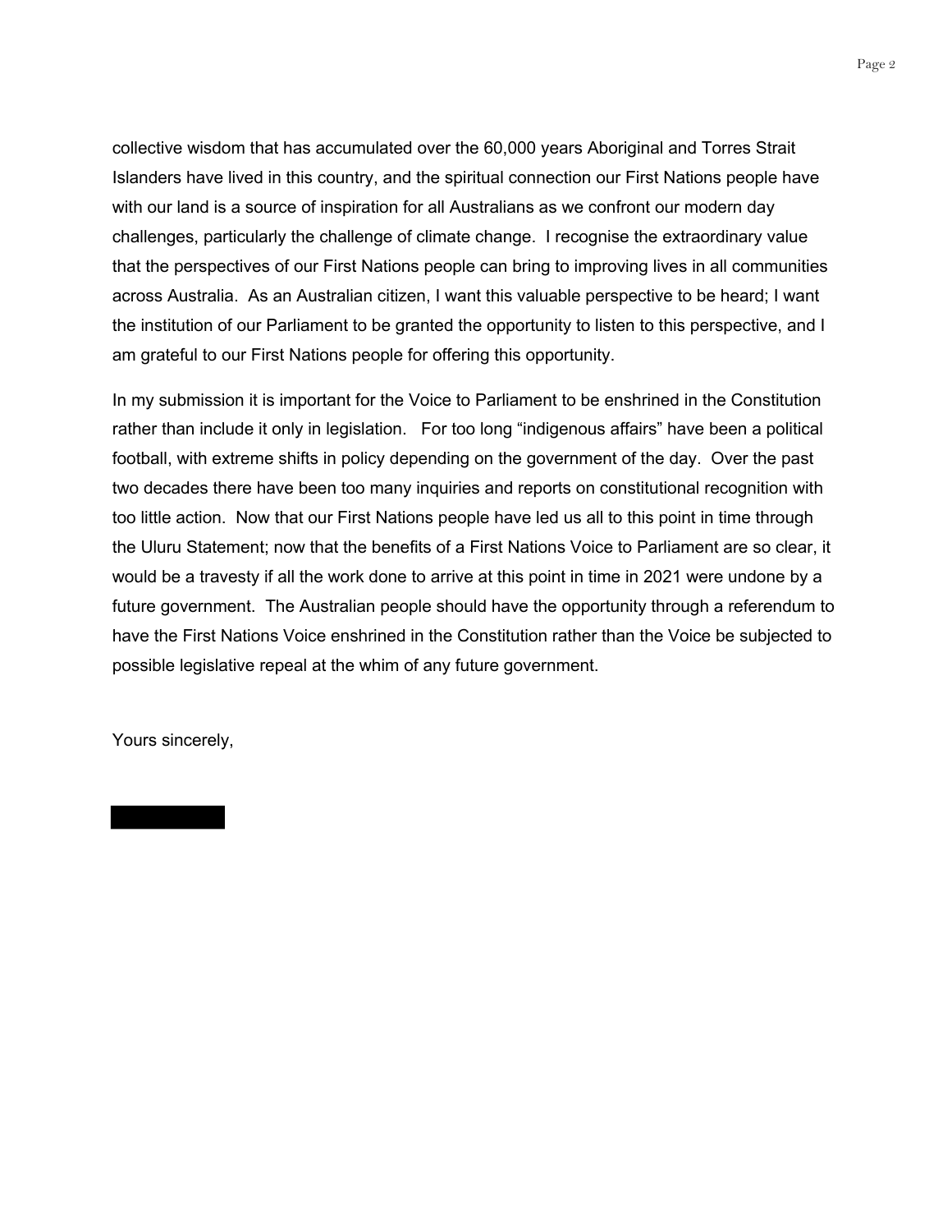collective wisdom that has accumulated over the 60,000 years Aboriginal and Torres Strait Islanders have lived in this country, and the spiritual connection our First Nations people have with our land is a source of inspiration for all Australians as we confront our modern day challenges, particularly the challenge of climate change. I recognise the extraordinary value that the perspectives of our First Nations people can bring to improving lives in all communities across Australia. As an Australian citizen, I want this valuable perspective to be heard; I want the institution of our Parliament to be granted the opportunity to listen to this perspective, and I am grateful to our First Nations people for offering this opportunity.

In my submission it is important for the Voice to Parliament to be enshrined in the Constitution rather than include it only in legislation. For too long "indigenous affairs" have been a political football, with extreme shifts in policy depending on the government of the day. Over the past two decades there have been too many inquiries and reports on constitutional recognition with too little action. Now that our First Nations people have led us all to this point in time through the Uluru Statement; now that the benefits of a First Nations Voice to Parliament are so clear, it would be a travesty if all the work done to arrive at this point in time in 2021 were undone by a future government. The Australian people should have the opportunity through a referendum to have the First Nations Voice enshrined in the Constitution rather than the Voice be subjected to possible legislative repeal at the whim of any future government.

Yours sincerely,